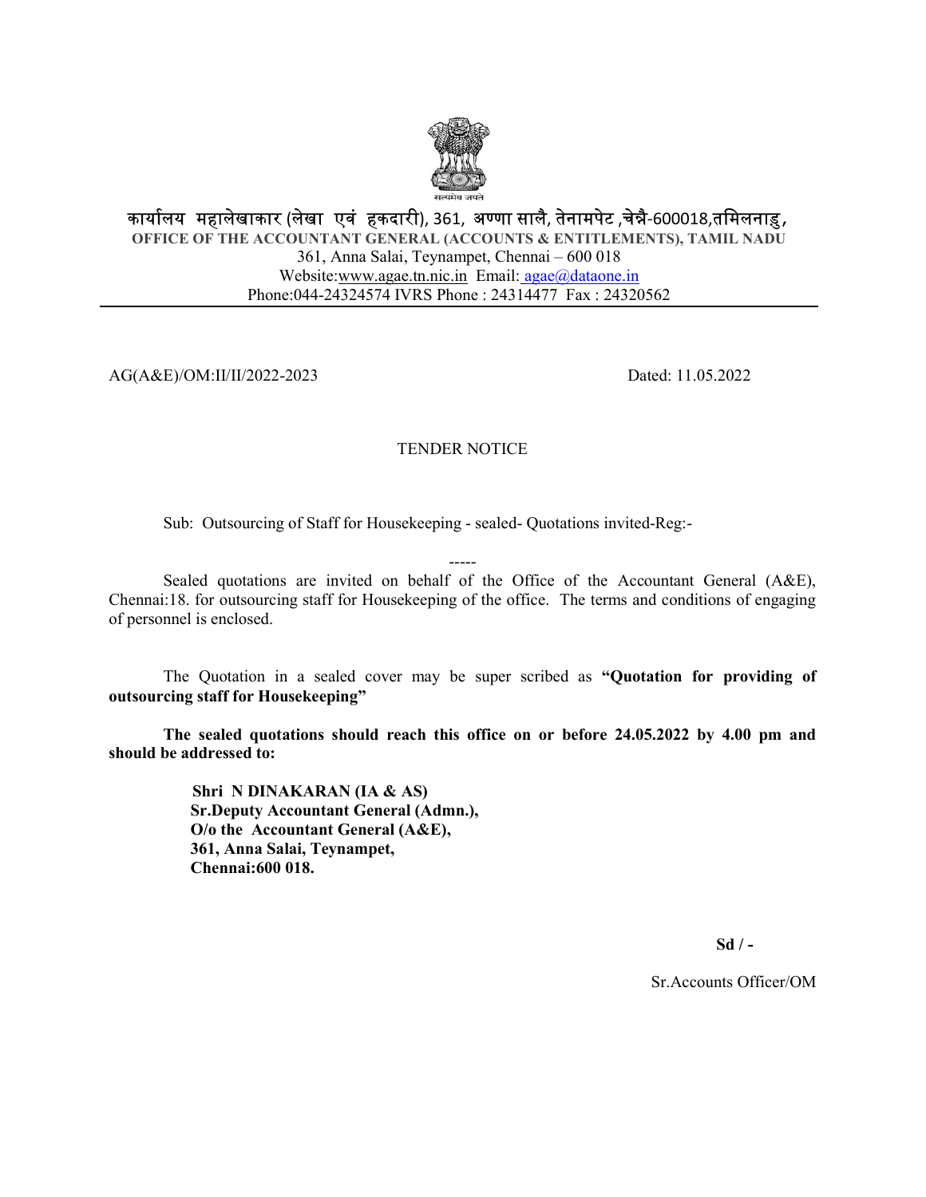कार्यालय महालेखाकार (लेखा एवं हकदारी), 361, अण्णा सालै, तेनामपेट ,चेन्नै-600018,तमिलनाडु,

**OFFICE OF THE ACCOUNTANT GENERAL (ACCOUNTS & ENTITLEMENTS), TAMIL NADU**

361, Anna Salai, Teynampet, Chennai – 600 018

Website:www.agae.tn.nic.in Email: agae@dataone.in

Phone:044-24324574 IVRS Phone : 24314477 Fax : 24320562

---

AG(A&E)/OM:II/II/2022-2023 Dated: 11.05.2022

TENDER NOTICE

Sub: Outsourcing of Staff for Housekeeping - sealed- Quotations invited-Reg:-

-----

Sealed quotations are invited on behalf of the Office of the Accountant General (A&E), Chennai:18. for outsourcing staff for Housekeeping of the office. The terms and conditions of engaging of personnel is enclosed.

The Quotation in a sealed cover may be super scribed as **"Quotation for providing of outsourcing staff for Housekeeping"**

**The sealed quotations should reach this office on or before 24.05.2022 by 4.00 pm and should be addressed to:**

**Shri N DINAKARAN (IA & AS)**
**Sr.Deputy Accountant General (Admn.),**
**O/o the Accountant General (A&E),**
**361, Anna Salai, Teynampet,**
**Chennai:600 018.**

**Sd / -**

Sr.Accounts Officer/OM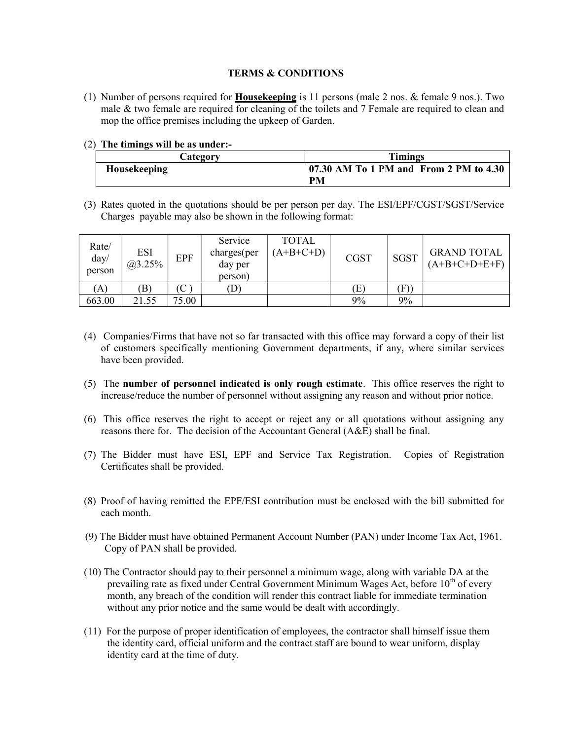## TERMS & CONDITIONS

(1) Number of persons required for **Housekeeping** is 11 persons (male 2 nos. & female 9 nos.). Two male & two female are required for cleaning of the toilets and 7 Female are required to clean and mop the office premises including the upkeep of Garden.

(2) **The timings will be as under:-**

| Category | Timings |
|---|---|
| **Housekeeping** | **07.30 AM To 1 PM and From 2 PM to 4.30 PM** |

(3) Rates quoted in the quotations should be per person per day. The ESI/EPF/CGST/SGST/Service Charges payable may also be shown in the following format:

| Rate/ day/ person | ESI @3.25% | EPF | Service charges(per day per person) | TOTAL (A+B+C+D) | CGST | SGST | GRAND TOTAL (A+B+C+D+E+F) |
|---|---|---|---|---|---|---|---|
| (A) | (B) | (C ) | (D) | | (E) | (F)) | |
| 663.00 | 21.55 | 75.00 | | | 9% | 9% | |

(4) Companies/Firms that have not so far transacted with this office may forward a copy of their list of customers specifically mentioning Government departments, if any, where similar services have been provided.

(5) The **number of personnel indicated is only rough estimate**. This office reserves the right to increase/reduce the number of personnel without assigning any reason and without prior notice.

(6) This office reserves the right to accept or reject any or all quotations without assigning any reasons there for. The decision of the Accountant General (A&E) shall be final.

(7) The Bidder must have ESI, EPF and Service Tax Registration. Copies of Registration Certificates shall be provided.

(8) Proof of having remitted the EPF/ESI contribution must be enclosed with the bill submitted for each month.

(9) The Bidder must have obtained Permanent Account Number (PAN) under Income Tax Act, 1961. Copy of PAN shall be provided.

(10) The Contractor should pay to their personnel a minimum wage, along with variable DA at the prevailing rate as fixed under Central Government Minimum Wages Act, before 10th of every month, any breach of the condition will render this contract liable for immediate termination without any prior notice and the same would be dealt with accordingly.

(11) For the purpose of proper identification of employees, the contractor shall himself issue them the identity card, official uniform and the contract staff are bound to wear uniform, display identity card at the time of duty.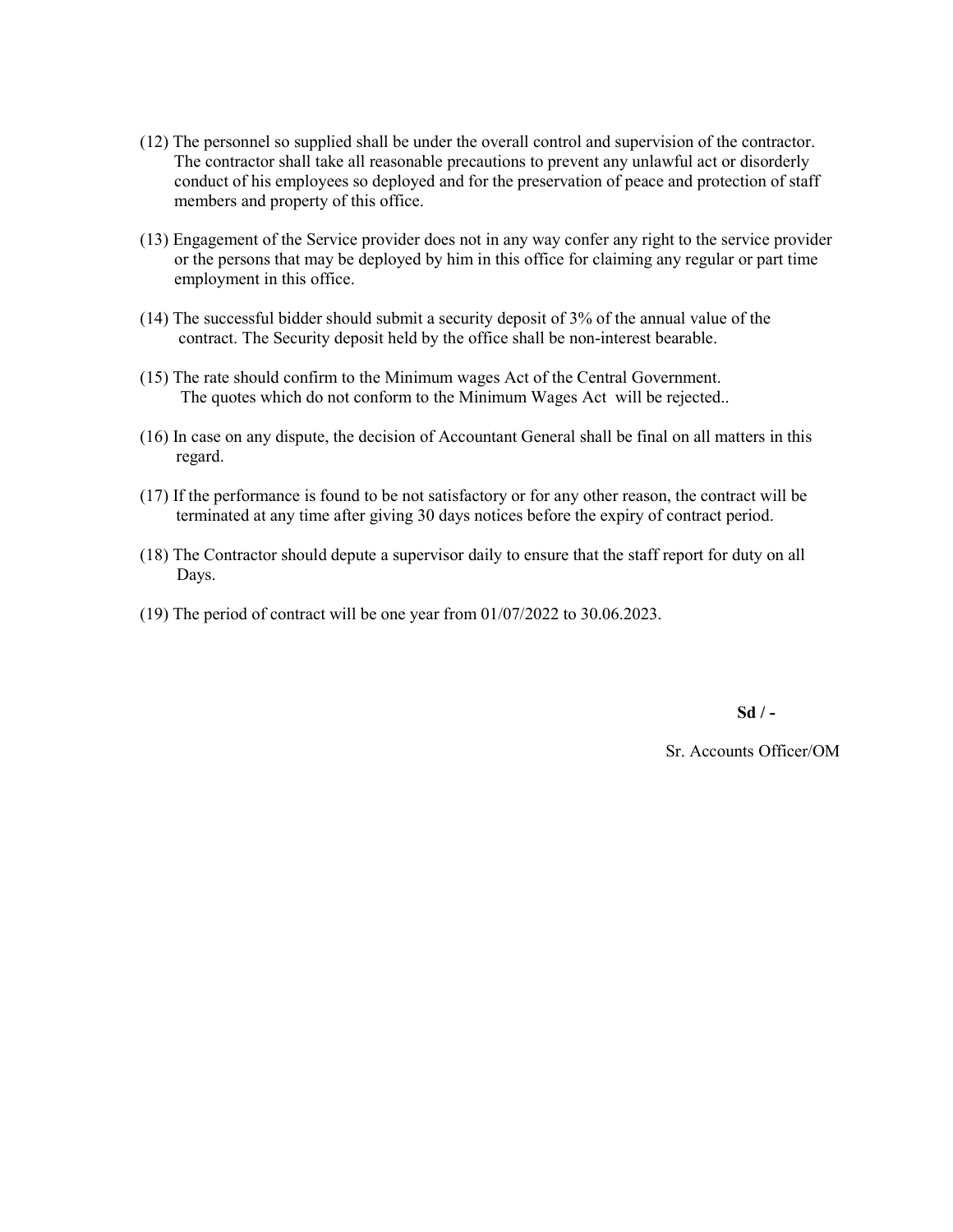(12) The personnel so supplied shall be under the overall control and supervision of the contractor. The contractor shall take all reasonable precautions to prevent any unlawful act or disorderly conduct of his employees so deployed and for the preservation of peace and protection of staff members and property of this office.

(13) Engagement of the Service provider does not in any way confer any right to the service provider or the persons that may be deployed by him in this office for claiming any regular or part time employment in this office.

(14) The successful bidder should submit a security deposit of 3% of the annual value of the contract. The Security deposit held by the office shall be non-interest bearable.

(15) The rate should confirm to the Minimum wages Act of the Central Government. The quotes which do not conform to the Minimum Wages Act will be rejected..

(16) In case on any dispute, the decision of Accountant General shall be final on all matters in this regard.

(17) If the performance is found to be not satisfactory or for any other reason, the contract will be terminated at any time after giving 30 days notices before the expiry of contract period.

(18) The Contractor should depute a supervisor daily to ensure that the staff report for duty on all Days.

(19) The period of contract will be one year from 01/07/2022 to 30.06.2023.

**Sd / -**

Sr. Accounts Officer/OM